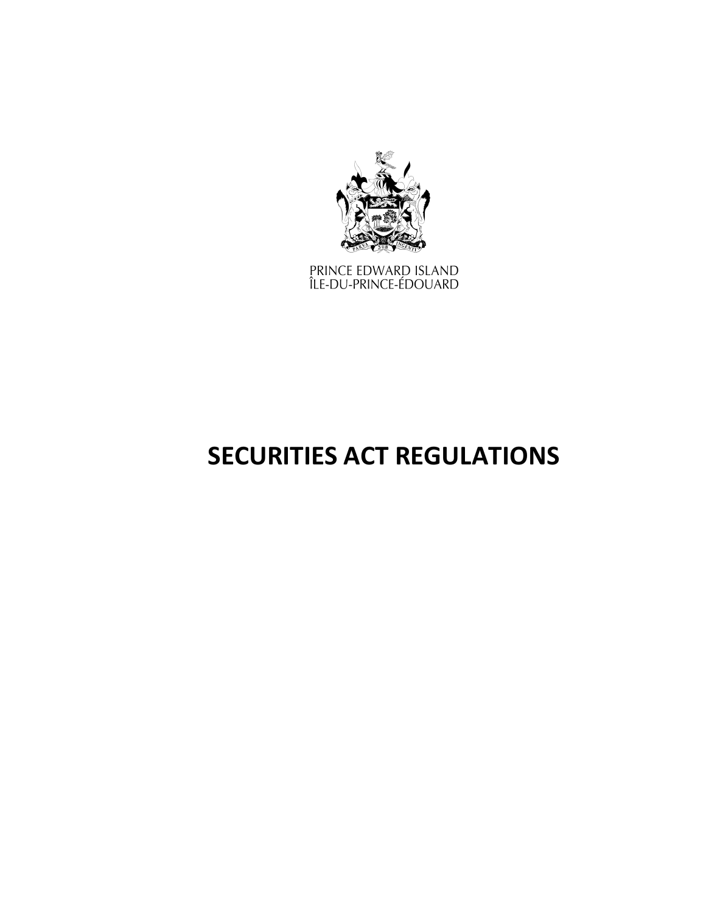PRINCE EDWARD ISLAND
ÎLE-DU-PRINCE-ÉDOUARD

# SECURITIES ACT REGULATIONS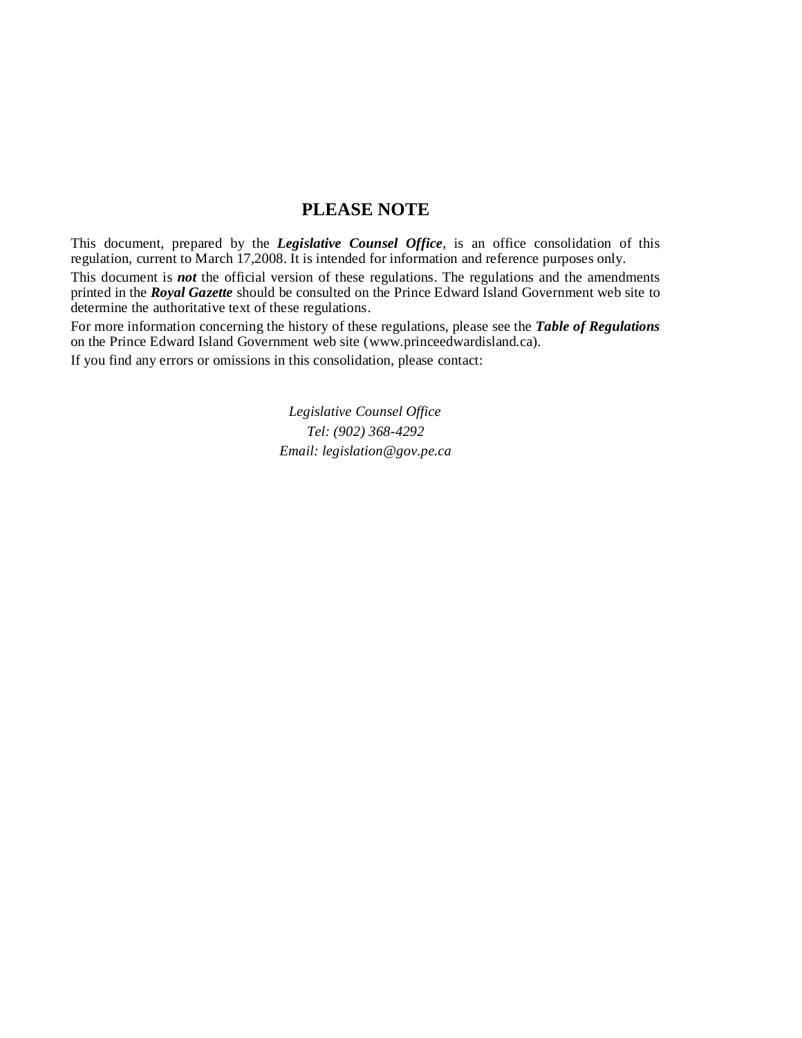# PLEASE NOTE

This document, prepared by the ***Legislative Counsel Office***, is an office consolidation of this regulation, current to March 17,2008. It is intended for information and reference purposes only.

This document is ***not*** the official version of these regulations. The regulations and the amendments printed in the ***Royal Gazette*** should be consulted on the Prince Edward Island Government web site to determine the authoritative text of these regulations.

For more information concerning the history of these regulations, please see the ***Table of Regulations*** on the Prince Edward Island Government web site (www.princeedwardisland.ca).

If you find any errors or omissions in this consolidation, please contact:

*Legislative Counsel Office*
*Tel: (902) 368-4292*
*Email: legislation@gov.pe.ca*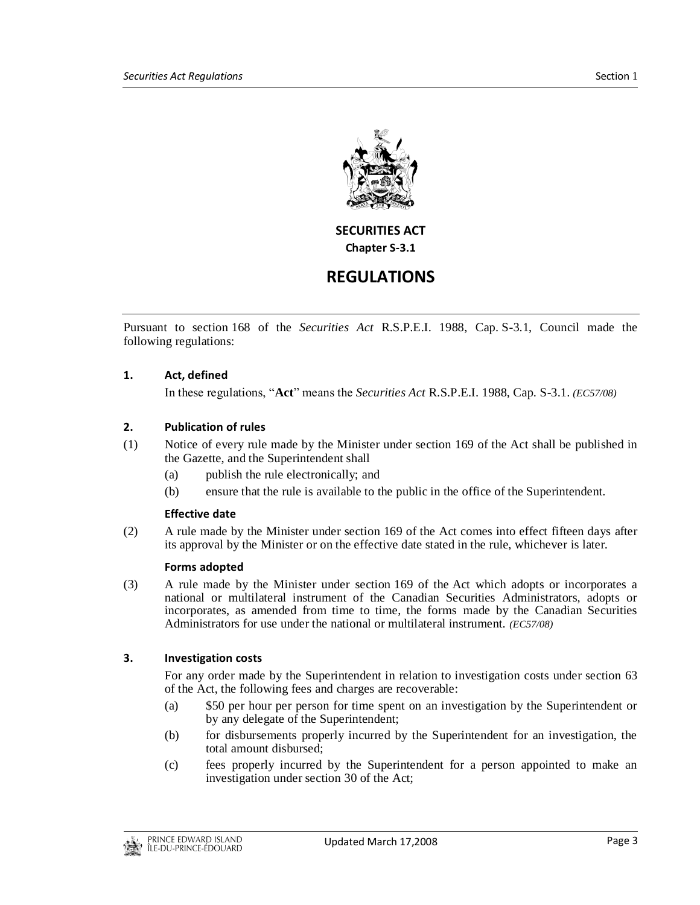# SECURITIES ACT

**Chapter S-3.1**

# REGULATIONS

Pursuant to section 168 of the *Securities Act* R.S.P.E.I. 1988, Cap. S-3.1, Council made the following regulations:

### 1. Act, defined

In these regulations, "**Act**" means the *Securities Act* R.S.P.E.I. 1988, Cap. S-3.1. *(EC57/08)*

### 2. Publication of rules

(1) Notice of every rule made by the Minister under section 169 of the Act shall be published in the Gazette, and the Superintendent shall

- (a) publish the rule electronically; and
- (b) ensure that the rule is available to the public in the office of the Superintendent.

**Effective date**

(2) A rule made by the Minister under section 169 of the Act comes into effect fifteen days after its approval by the Minister or on the effective date stated in the rule, whichever is later.

**Forms adopted**

(3) A rule made by the Minister under section 169 of the Act which adopts or incorporates a national or multilateral instrument of the Canadian Securities Administrators, adopts or incorporates, as amended from time to time, the forms made by the Canadian Securities Administrators for use under the national or multilateral instrument. *(EC57/08)*

### 3. Investigation costs

For any order made by the Superintendent in relation to investigation costs under section 63 of the Act, the following fees and charges are recoverable:

- (a) $50 per hour per person for time spent on an investigation by the Superintendent or by any delegate of the Superintendent;
- (b) for disbursements properly incurred by the Superintendent for an investigation, the total amount disbursed;
- (c) fees properly incurred by the Superintendent for a person appointed to make an investigation under section 30 of the Act;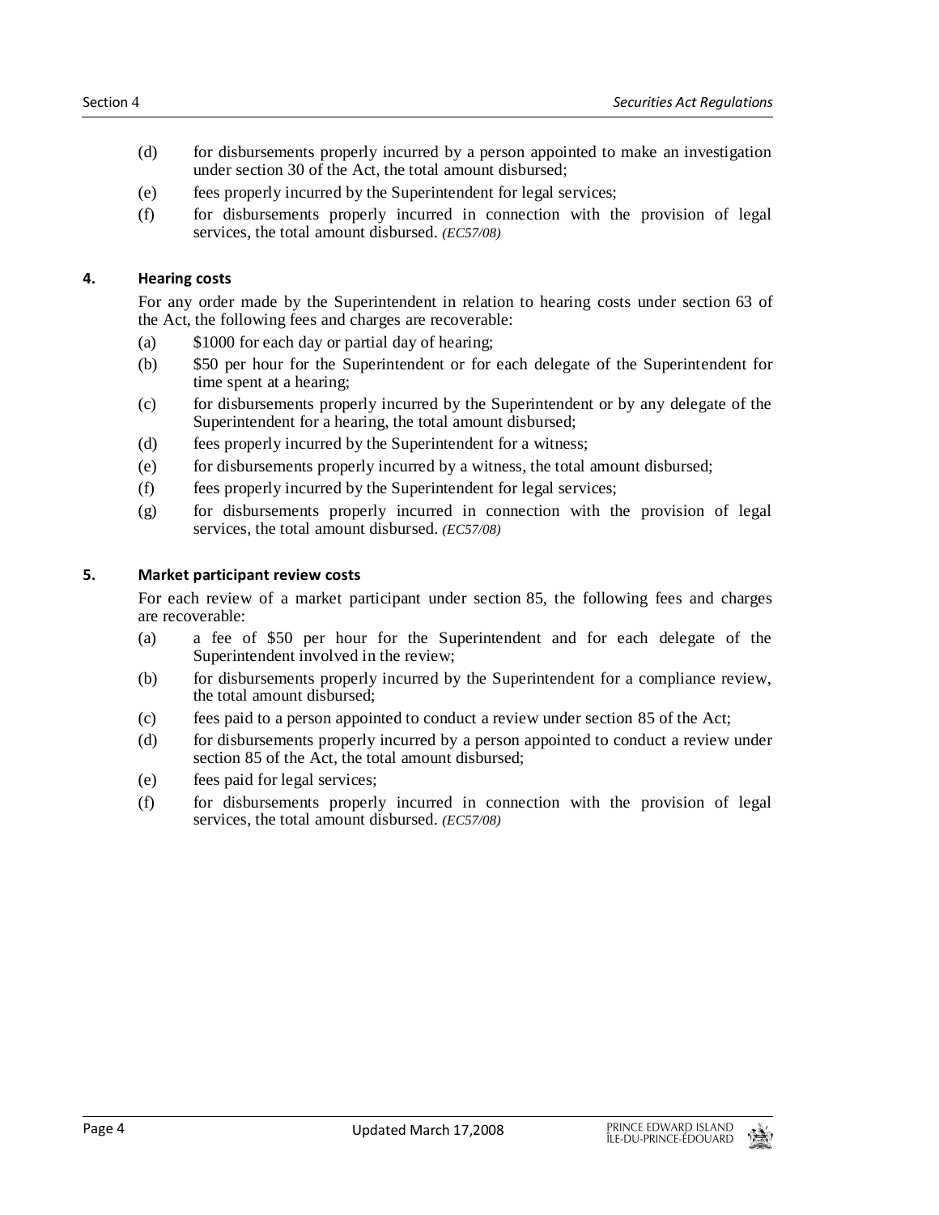(d) for disbursements properly incurred by a person appointed to make an investigation under section 30 of the Act, the total amount disbursed;

(e) fees properly incurred by the Superintendent for legal services;

(f) for disbursements properly incurred in connection with the provision of legal services, the total amount disbursed. *(EC57/08)*

**4. Hearing costs**

For any order made by the Superintendent in relation to hearing costs under section 63 of the Act, the following fees and charges are recoverable:

(a) $1000 for each day or partial day of hearing;

(b) $50 per hour for the Superintendent or for each delegate of the Superintendent for time spent at a hearing;

(c) for disbursements properly incurred by the Superintendent or by any delegate of the Superintendent for a hearing, the total amount disbursed;

(d) fees properly incurred by the Superintendent for a witness;

(e) for disbursements properly incurred by a witness, the total amount disbursed;

(f) fees properly incurred by the Superintendent for legal services;

(g) for disbursements properly incurred in connection with the provision of legal services, the total amount disbursed. *(EC57/08)*

**5. Market participant review costs**

For each review of a market participant under section 85, the following fees and charges are recoverable:

(a) a fee of $50 per hour for the Superintendent and for each delegate of the Superintendent involved in the review;

(b) for disbursements properly incurred by the Superintendent for a compliance review, the total amount disbursed;

(c) fees paid to a person appointed to conduct a review under section 85 of the Act;

(d) for disbursements properly incurred by a person appointed to conduct a review under section 85 of the Act, the total amount disbursed;

(e) fees paid for legal services;

(f) for disbursements properly incurred in connection with the provision of legal services, the total amount disbursed. *(EC57/08)*